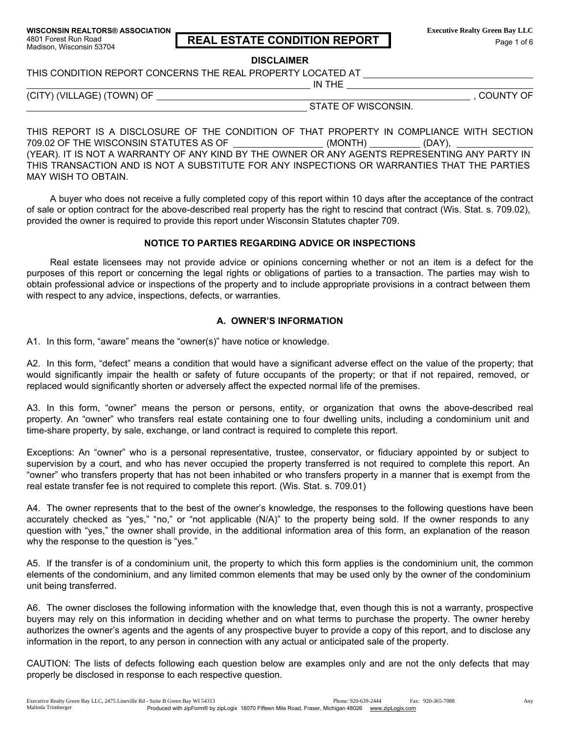WISCONSIN REALTORS® ASSOCIATION
4801 Forest Run Road
Madison, Wisconsin 53704

# REAL ESTATE CONDITION REPORT

Executive Realty Green Bay LLC

## DISCLAIMER

THIS CONDITION REPORT CONCERNS THE REAL PROPERTY LOCATED AT ______________________________ IN THE ______________________________ (CITY) (VILLAGE) (TOWN) OF ______________________________, COUNTY OF ______________________________ STATE OF WISCONSIN.

THIS REPORT IS A DISCLOSURE OF THE CONDITION OF THAT PROPERTY IN COMPLIANCE WITH SECTION 709.02 OF THE WISCONSIN STATUTES AS OF ______________ (MONTH) __________ (DAY), ______________ (YEAR). IT IS NOT A WARRANTY OF ANY KIND BY THE OWNER OR ANY AGENTS REPRESENTING ANY PARTY IN THIS TRANSACTION AND IS NOT A SUBSTITUTE FOR ANY INSPECTIONS OR WARRANTIES THAT THE PARTIES MAY WISH TO OBTAIN.

A buyer who does not receive a fully completed copy of this report within 10 days after the acceptance of the contract of sale or option contract for the above-described real property has the right to rescind that contract (Wis. Stat. s. 709.02), provided the owner is required to provide this report under Wisconsin Statutes chapter 709.

## NOTICE TO PARTIES REGARDING ADVICE OR INSPECTIONS

Real estate licensees may not provide advice or opinions concerning whether or not an item is a defect for the purposes of this report or concerning the legal rights or obligations of parties to a transaction. The parties may wish to obtain professional advice or inspections of the property and to include appropriate provisions in a contract between them with respect to any advice, inspections, defects, or warranties.

## A. OWNER'S INFORMATION

A1. In this form, "aware" means the "owner(s)" have notice or knowledge.

A2. In this form, "defect" means a condition that would have a significant adverse effect on the value of the property; that would significantly impair the health or safety of future occupants of the property; or that if not repaired, removed, or replaced would significantly shorten or adversely affect the expected normal life of the premises.

A3. In this form, "owner" means the person or persons, entity, or organization that owns the above-described real property. An "owner" who transfers real estate containing one to four dwelling units, including a condominium unit and time-share property, by sale, exchange, or land contract is required to complete this report.

Exceptions: An "owner" who is a personal representative, trustee, conservator, or fiduciary appointed by or subject to supervision by a court, and who has never occupied the property transferred is not required to complete this report. An "owner" who transfers property that has not been inhabited or who transfers property in a manner that is exempt from the real estate transfer fee is not required to complete this report. (Wis. Stat. s. 709.01)

A4. The owner represents that to the best of the owner's knowledge, the responses to the following questions have been accurately checked as "yes," "no," or "not applicable (N/A)" to the property being sold. If the owner responds to any question with "yes," the owner shall provide, in the additional information area of this form, an explanation of the reason why the response to the question is "yes."

A5. If the transfer is of a condominium unit, the property to which this form applies is the condominium unit, the common elements of the condominium, and any limited common elements that may be used only by the owner of the condominium unit being transferred.

A6. The owner discloses the following information with the knowledge that, even though this is not a warranty, prospective buyers may rely on this information in deciding whether and on what terms to purchase the property. The owner hereby authorizes the owner's agents and the agents of any prospective buyer to provide a copy of this report, and to disclose any information in the report, to any person in connection with any actual or anticipated sale of the property.

CAUTION: The lists of defects following each question below are examples only and are not the only defects that may properly be disclosed in response to each respective question.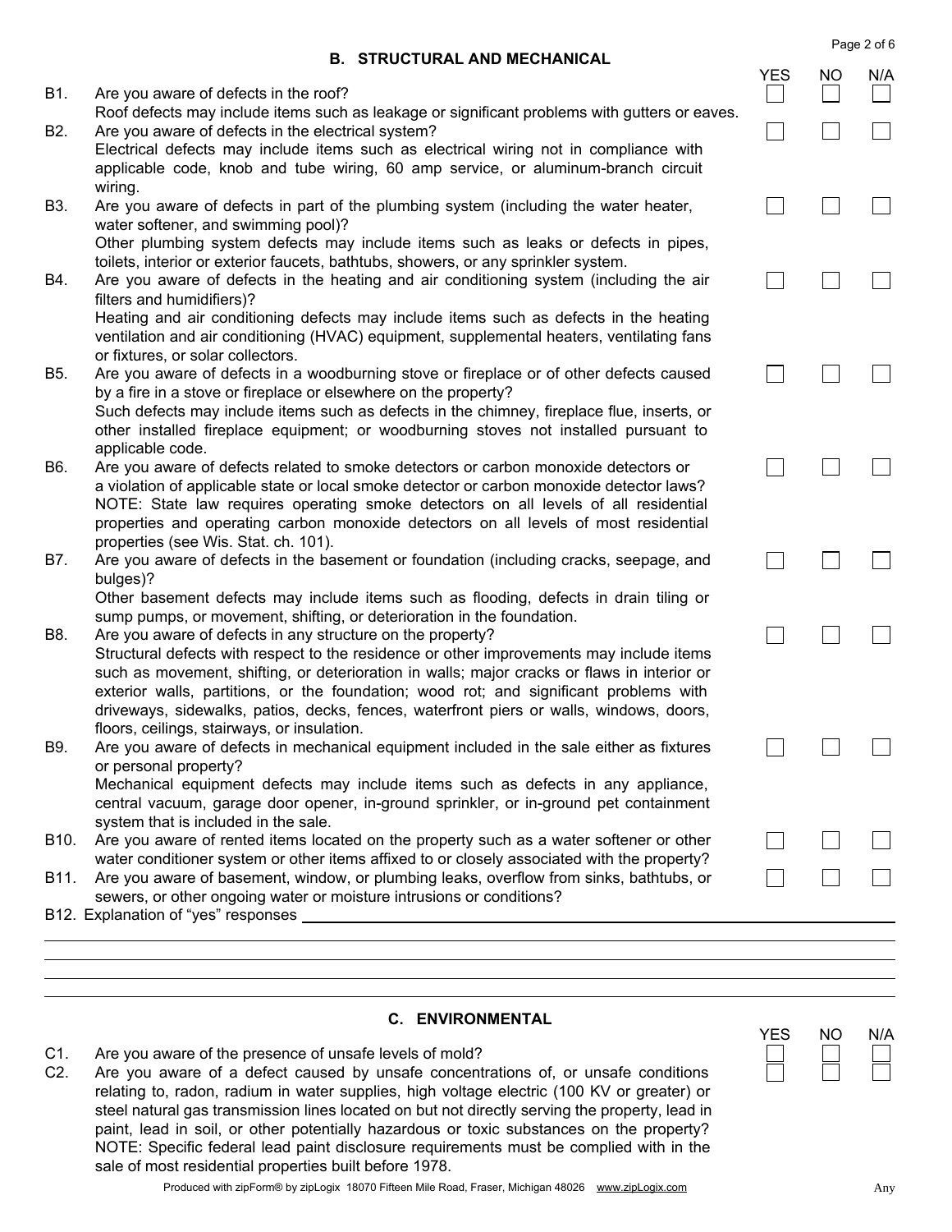## B. STRUCTURAL AND MECHANICAL

| | | YES | NO | N/A |
|---|---|---|---|---|
| B1. | Are you aware of defects in the roof? Roof defects may include items such as leakage or significant problems with gutters or eaves. | ☐ | ☐ | ☐ |
| B2. | Are you aware of defects in the electrical system? Electrical defects may include items such as electrical wiring not in compliance with applicable code, knob and tube wiring, 60 amp service, or aluminum-branch circuit wiring. | ☐ | ☐ | ☐ |
| B3. | Are you aware of defects in part of the plumbing system (including the water heater, water softener, and swimming pool)? Other plumbing system defects may include items such as leaks or defects in pipes, toilets, interior or exterior faucets, bathtubs, showers, or any sprinkler system. | ☐ | ☐ | ☐ |
| B4. | Are you aware of defects in the heating and air conditioning system (including the air filters and humidifiers)? Heating and air conditioning defects may include items such as defects in the heating ventilation and air conditioning (HVAC) equipment, supplemental heaters, ventilating fans or fixtures, or solar collectors. | ☐ | ☐ | ☐ |
| B5. | Are you aware of defects in a woodburning stove or fireplace or of other defects caused by a fire in a stove or fireplace or elsewhere on the property? Such defects may include items such as defects in the chimney, fireplace flue, inserts, or other installed fireplace equipment; or woodburning stoves not installed pursuant to applicable code. | ☐ | ☐ | ☐ |
| B6. | Are you aware of defects related to smoke detectors or carbon monoxide detectors or a violation of applicable state or local smoke detector or carbon monoxide detector laws? NOTE: State law requires operating smoke detectors on all levels of all residential properties and operating carbon monoxide detectors on all levels of most residential properties (see Wis. Stat. ch. 101). | ☐ | ☐ | ☐ |
| B7. | Are you aware of defects in the basement or foundation (including cracks, seepage, and bulges)? Other basement defects may include items such as flooding, defects in drain tiling or sump pumps, or movement, shifting, or deterioration in the foundation. | ☐ | ☐ | ☐ |
| B8. | Are you aware of defects in any structure on the property? Structural defects with respect to the residence or other improvements may include items such as movement, shifting, or deterioration in walls; major cracks or flaws in interior or exterior walls, partitions, or the foundation; wood rot; and significant problems with driveways, sidewalks, patios, decks, fences, waterfront piers or walls, windows, doors, floors, ceilings, stairways, or insulation. | ☐ | ☐ | ☐ |
| B9. | Are you aware of defects in mechanical equipment included in the sale either as fixtures or personal property? Mechanical equipment defects may include items such as defects in any appliance, central vacuum, garage door opener, in-ground sprinkler, or in-ground pet containment system that is included in the sale. | ☐ | ☐ | ☐ |
| B10. | Are you aware of rented items located on the property such as a water softener or other water conditioner system or other items affixed to or closely associated with the property? | ☐ | ☐ | ☐ |
| B11. | Are you aware of basement, window, or plumbing leaks, overflow from sinks, bathtubs, or sewers, or other ongoing water or moisture intrusions or conditions? | ☐ | ☐ | ☐ |

B12. Explanation of "yes" responses ____________________________________________

________________________________________________________________________

________________________________________________________________________

________________________________________________________________________

________________________________________________________________________

## C. ENVIRONMENTAL

| | | YES | NO | N/A |
|---|---|---|---|---|
| C1. | Are you aware of the presence of unsafe levels of mold? | ☐ | ☐ | ☐ |
| C2. | Are you aware of a defect caused by unsafe concentrations of, or unsafe conditions relating to, radon, radium in water supplies, high voltage electric (100 KV or greater) or steel natural gas transmission lines located on but not directly serving the property, lead in paint, lead in soil, or other potentially hazardous or toxic substances on the property? NOTE: Specific federal lead paint disclosure requirements must be complied with in the sale of most residential properties built before 1978. | ☐ | ☐ | ☐ |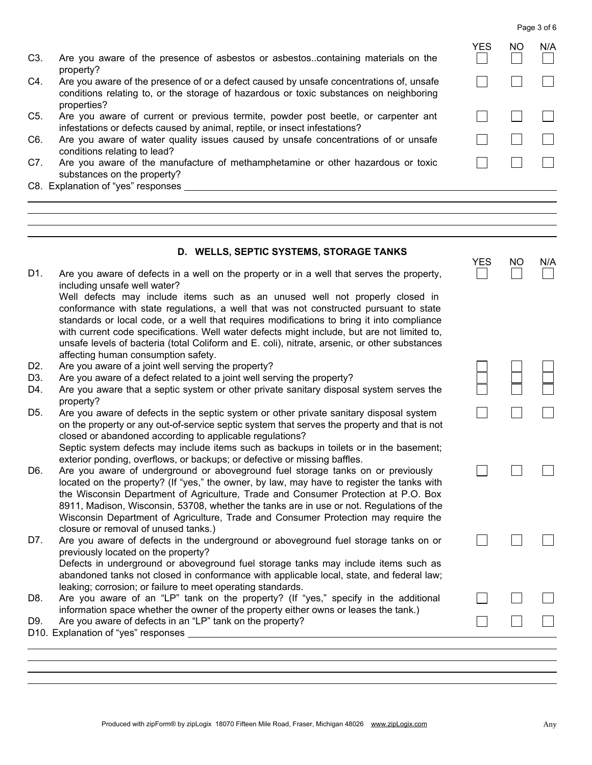| | | YES | NO | N/A |
|---|---|---|---|---|
| C3. | Are you aware of the presence of asbestos or asbestos..containing materials on the property? | ☐ | ☐ | ☐ |
| C4. | Are you aware of the presence of or a defect caused by unsafe concentrations of, unsafe conditions relating to, or the storage of hazardous or toxic substances on neighboring properties? | ☐ | ☐ | ☐ |
| C5. | Are you aware of current or previous termite, powder post beetle, or carpenter ant infestations or defects caused by animal, reptile, or insect infestations? | ☐ | ☐ | ☐ |
| C6. | Are you aware of water quality issues caused by unsafe concentrations of or unsafe conditions relating to lead? | ☐ | ☐ | ☐ |
| C7. | Are you aware of the manufacture of methamphetamine or other hazardous or toxic substances on the property? | ☐ | ☐ | ☐ |

C8. Explanation of "yes" responses ______________________________________________

______________________________________________________________________________

______________________________________________________________________________

______________________________________________________________________________

## D. WELLS, SEPTIC SYSTEMS, STORAGE TANKS

| | | YES | NO | N/A |
|---|---|---|---|---|
| D1. | Are you aware of defects in a well on the property or in a well that serves the property, including unsafe well water? Well defects may include items such as an unused well not properly closed in conformance with state regulations, a well that was not constructed pursuant to state standards or local code, or a well that requires modifications to bring it into compliance with current code specifications. Well water defects might include, but are not limited to, unsafe levels of bacteria (total Coliform and E. coli), nitrate, arsenic, or other substances affecting human consumption safety. | ☐ | ☐ | ☐ |
| D2. | Are you aware of a joint well serving the property? | ☐ | ☐ | ☐ |
| D3. | Are you aware of a defect related to a joint well serving the property? | ☐ | ☐ | ☐ |
| D4. | Are you aware that a septic system or other private sanitary disposal system serves the property? | ☐ | ☐ | ☐ |
| D5. | Are you aware of defects in the septic system or other private sanitary disposal system on the property or any out-of-service septic system that serves the property and that is not closed or abandoned according to applicable regulations? Septic system defects may include items such as backups in toilets or in the basement; exterior ponding, overflows, or backups; or defective or missing baffles. | ☐ | ☐ | ☐ |
| D6. | Are you aware of underground or aboveground fuel storage tanks on or previously located on the property? (If "yes," the owner, by law, may have to register the tanks with the Wisconsin Department of Agriculture, Trade and Consumer Protection at P.O. Box 8911, Madison, Wisconsin, 53708, whether the tanks are in use or not. Regulations of the Wisconsin Department of Agriculture, Trade and Consumer Protection may require the closure or removal of unused tanks.) | ☐ | ☐ | ☐ |
| D7. | Are you aware of defects in the underground or aboveground fuel storage tanks on or previously located on the property? Defects in underground or aboveground fuel storage tanks may include items such as abandoned tanks not closed in conformance with applicable local, state, and federal law; leaking; corrosion; or failure to meet operating standards. | ☐ | ☐ | ☐ |
| D8. | Are you aware of an "LP" tank on the property? (If "yes," specify in the additional information space whether the owner of the property either owns or leases the tank.) | ☐ | ☐ | ☐ |
| D9. | Are you aware of defects in an "LP" tank on the property? | ☐ | ☐ | ☐ |

D10. Explanation of "yes" responses ______________________________________________

______________________________________________________________________________

______________________________________________________________________________

______________________________________________________________________________

Produced with zipForm® by zipLogix 18070 Fifteen Mile Road, Fraser, Michigan 48026 www.zipLogix.com Any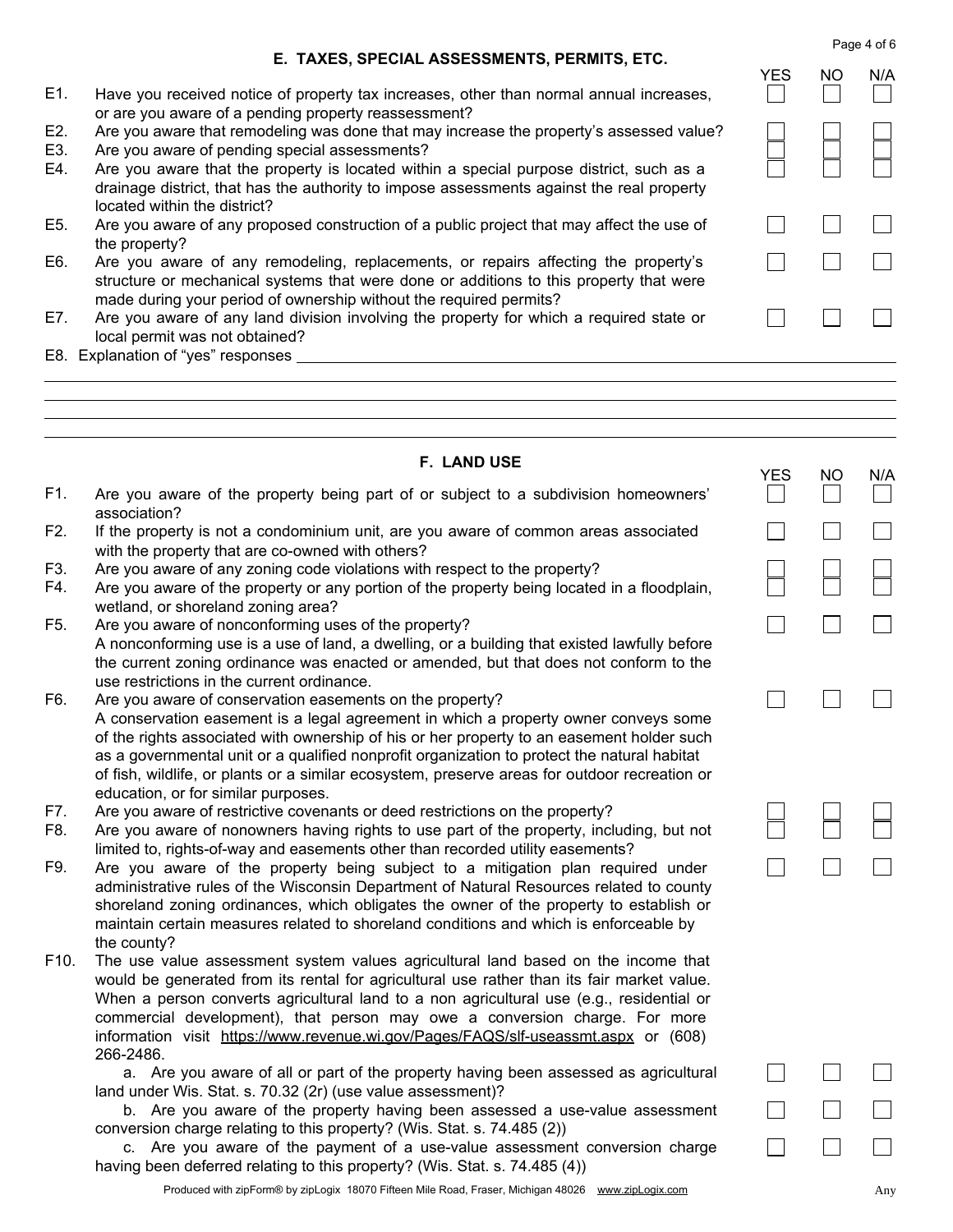## E. TAXES, SPECIAL ASSESSMENTS, PERMITS, ETC.

| | | YES | NO | N/A |
|---|---|---|---|---|
| E1. | Have you received notice of property tax increases, other than normal annual increases, or are you aware of a pending property reassessment? | ☐ | ☐ | ☐ |
| E2. | Are you aware that remodeling was done that may increase the property's assessed value? | ☐ | ☐ | ☐ |
| E3. | Are you aware of pending special assessments? | ☐ | ☐ | ☐ |
| E4. | Are you aware that the property is located within a special purpose district, such as a drainage district, that has the authority to impose assessments against the real property located within the district? | ☐ | ☐ | ☐ |
| E5. | Are you aware of any proposed construction of a public project that may affect the use of the property? | ☐ | ☐ | ☐ |
| E6. | Are you aware of any remodeling, replacements, or repairs affecting the property's structure or mechanical systems that were done or additions to this property that were made during your period of ownership without the required permits? | ☐ | ☐ | ☐ |
| E7. | Are you aware of any land division involving the property for which a required state or local permit was not obtained? | ☐ | ☐ | ☐ |

E8. Explanation of "yes" responses ______________________________________________

______________________________________________

______________________________________________

______________________________________________

______________________________________________

## F. LAND USE

| | | YES | NO | N/A |
|---|---|---|---|---|
| F1. | Are you aware of the property being part of or subject to a subdivision homeowners' association? | ☐ | ☐ | ☐ |
| F2. | If the property is not a condominium unit, are you aware of common areas associated with the property that are co-owned with others? | ☐ | ☐ | ☐ |
| F3. | Are you aware of any zoning code violations with respect to the property? | ☐ | ☐ | ☐ |
| F4. | Are you aware of the property or any portion of the property being located in a floodplain, wetland, or shoreland zoning area? | ☐ | ☐ | ☐ |
| F5. | Are you aware of nonconforming uses of the property? A nonconforming use is a use of land, a dwelling, or a building that existed lawfully before the current zoning ordinance was enacted or amended, but that does not conform to the use restrictions in the current ordinance. | ☐ | ☐ | ☐ |
| F6. | Are you aware of conservation easements on the property? A conservation easement is a legal agreement in which a property owner conveys some of the rights associated with ownership of his or her property to an easement holder such as a governmental unit or a qualified nonprofit organization to protect the natural habitat of fish, wildlife, or plants or a similar ecosystem, preserve areas for outdoor recreation or education, or for similar purposes. | ☐ | ☐ | ☐ |
| F7. | Are you aware of restrictive covenants or deed restrictions on the property? | ☐ | ☐ | ☐ |
| F8. | Are you aware of nonowners having rights to use part of the property, including, but not limited to, rights-of-way and easements other than recorded utility easements? | ☐ | ☐ | ☐ |
| F9. | Are you aware of the property being subject to a mitigation plan required under administrative rules of the Wisconsin Department of Natural Resources related to county shoreland zoning ordinances, which obligates the owner of the property to establish or maintain certain measures related to shoreland conditions and which is enforceable by the county? | ☐ | ☐ | ☐ |

F10. The use value assessment system values agricultural land based on the income that would be generated from its rental for agricultural use rather than its fair market value. When a person converts agricultural land to a non agricultural use (e.g., residential or commercial development), that person may owe a conversion charge. For more information visit https://www.revenue.wi.gov/Pages/FAQS/slf-useassmt.aspx or (608) 266-2486.

| | | YES | NO | N/A |
|---|---|---|---|---|
| a. | Are you aware of all or part of the property having been assessed as agricultural land under Wis. Stat. s. 70.32 (2r) (use value assessment)? | ☐ | ☐ | ☐ |
| b. | Are you aware of the property having been assessed a use-value assessment conversion charge relating to this property? (Wis. Stat. s. 74.485 (2)) | ☐ | ☐ | ☐ |
| c. | Are you aware of the payment of a use-value assessment conversion charge having been deferred relating to this property? (Wis. Stat. s. 74.485 (4)) | ☐ | ☐ | ☐ |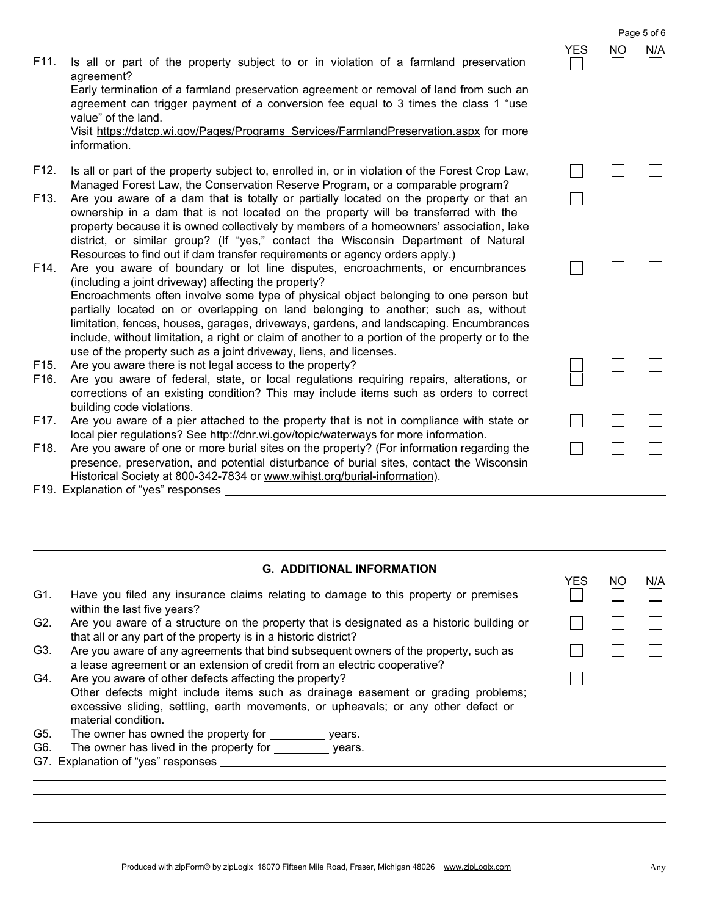| | | YES | NO | N/A |
|---|---|---|---|---|
| F11. | Is all or part of the property subject to or in violation of a farmland preservation agreement? Early termination of a farmland preservation agreement or removal of land from such an agreement can trigger payment of a conversion fee equal to 3 times the class 1 "use value" of the land. Visit https://datcp.wi.gov/Pages/Programs_Services/FarmlandPreservation.aspx for more information. | ☐ | ☐ | ☐ |
| F12. | Is all or part of the property subject to, enrolled in, or in violation of the Forest Crop Law, Managed Forest Law, the Conservation Reserve Program, or a comparable program? | ☐ | ☐ | ☐ |
| F13. | Are you aware of a dam that is totally or partially located on the property or that an ownership in a dam that is not located on the property will be transferred with the property because it is owned collectively by members of a homeowners' association, lake district, or similar group? (If "yes," contact the Wisconsin Department of Natural Resources to find out if dam transfer requirements or agency orders apply.) | ☐ | ☐ | ☐ |
| F14. | Are you aware of boundary or lot line disputes, encroachments, or encumbrances (including a joint driveway) affecting the property? Encroachments often involve some type of physical object belonging to one person but partially located on or overlapping on land belonging to another; such as, without limitation, fences, houses, garages, driveways, gardens, and landscaping. Encumbrances include, without limitation, a right or claim of another to a portion of the property or to the use of the property such as a joint driveway, liens, and licenses. | ☐ | ☐ | ☐ |
| F15. | Are you aware there is not legal access to the property? | ☐ | ☐ | ☐ |
| F16. | Are you aware of federal, state, or local regulations requiring repairs, alterations, or corrections of an existing condition? This may include items such as orders to correct building code violations. | ☐ | ☐ | ☐ |
| F17. | Are you aware of a pier attached to the property that is not in compliance with state or local pier regulations? See http://dnr.wi.gov/topic/waterways for more information. | ☐ | ☐ | ☐ |
| F18. | Are you aware of one or more burial sites on the property? (For information regarding the presence, preservation, and potential disturbance of burial sites, contact the Wisconsin Historical Society at 800-342-7834 or www.wihist.org/burial-information). | ☐ | ☐ | ☐ |

F19. Explanation of "yes" responses ______________________________________________

_____________________________________________________________________________

_____________________________________________________________________________

_____________________________________________________________________________

_____________________________________________________________________________

## G. ADDITIONAL INFORMATION

| | | YES | NO | N/A |
|---|---|---|---|---|
| G1. | Have you filed any insurance claims relating to damage to this property or premises within the last five years? | ☐ | ☐ | ☐ |
| G2. | Are you aware of a structure on the property that is designated as a historic building or that all or any part of the property is in a historic district? | ☐ | ☐ | ☐ |
| G3. | Are you aware of any agreements that bind subsequent owners of the property, such as a lease agreement or an extension of credit from an electric cooperative? | ☐ | ☐ | ☐ |
| G4. | Are you aware of other defects affecting the property? Other defects might include items such as drainage easement or grading problems; excessive sliding, settling, earth movements, or upheavals; or any other defect or material condition. | ☐ | ☐ | ☐ |

G5. The owner has owned the property for _________ years.

G6. The owner has lived in the property for _________ years.

G7. Explanation of "yes" responses ______________________________________________

_____________________________________________________________________________

_____________________________________________________________________________

_____________________________________________________________________________

_____________________________________________________________________________

Produced with zipForm® by zipLogix 18070 Fifteen Mile Road, Fraser, Michigan 48026 www.zipLogix.com Any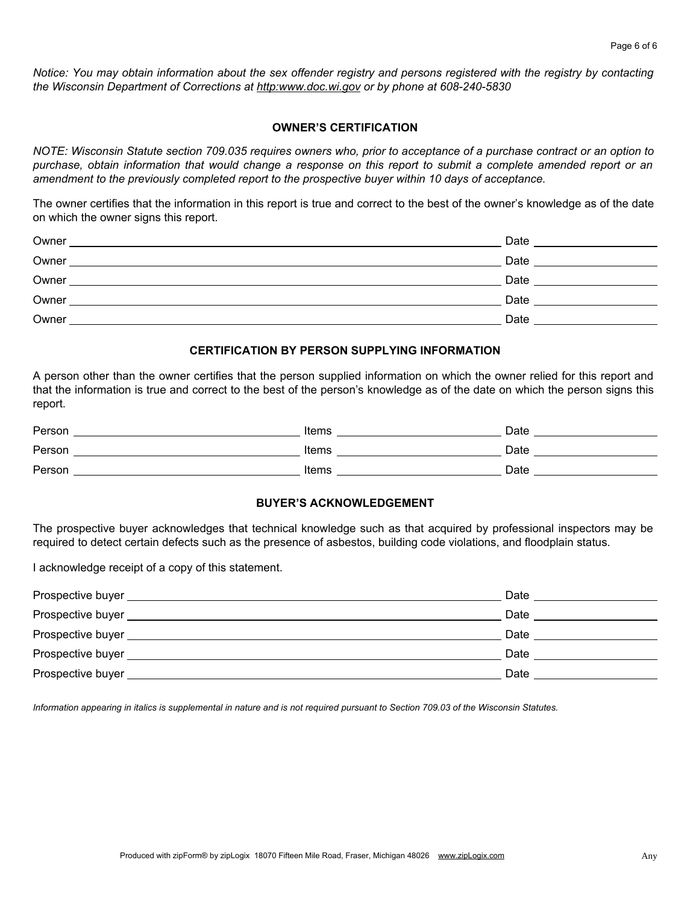*Notice: You may obtain information about the sex offender registry and persons registered with the registry by contacting the Wisconsin Department of Corrections at http:www.doc.wi.gov or by phone at 608-240-5830*

## OWNER'S CERTIFICATION

*NOTE: Wisconsin Statute section 709.035 requires owners who, prior to acceptance of a purchase contract or an option to purchase, obtain information that would change a response on this report to submit a complete amended report or an amendment to the previously completed report to the prospective buyer within 10 days of acceptance.*

The owner certifies that the information in this report is true and correct to the best of the owner's knowledge as of the date on which the owner signs this report.

Owner ______________________________ Date ______________

Owner ______________________________ Date ______________

Owner ______________________________ Date ______________

Owner ______________________________ Date ______________

Owner ______________________________ Date ______________

## CERTIFICATION BY PERSON SUPPLYING INFORMATION

A person other than the owner certifies that the person supplied information on which the owner relied for this report and that the information is true and correct to the best of the person's knowledge as of the date on which the person signs this report.

Person ______________________ Items ______________________ Date ______________

Person ______________________ Items ______________________ Date ______________

Person ______________________ Items ______________________ Date ______________

## BUYER'S ACKNOWLEDGEMENT

The prospective buyer acknowledges that technical knowledge such as that acquired by professional inspectors may be required to detect certain defects such as the presence of asbestos, building code violations, and floodplain status.

I acknowledge receipt of a copy of this statement.

Prospective buyer ______________________________ Date ______________

Prospective buyer ______________________________ Date ______________

Prospective buyer ______________________________ Date ______________

Prospective buyer ______________________________ Date ______________

Prospective buyer ______________________________ Date ______________

*Information appearing in italics is supplemental in nature and is not required pursuant to Section 709.03 of the Wisconsin Statutes.*